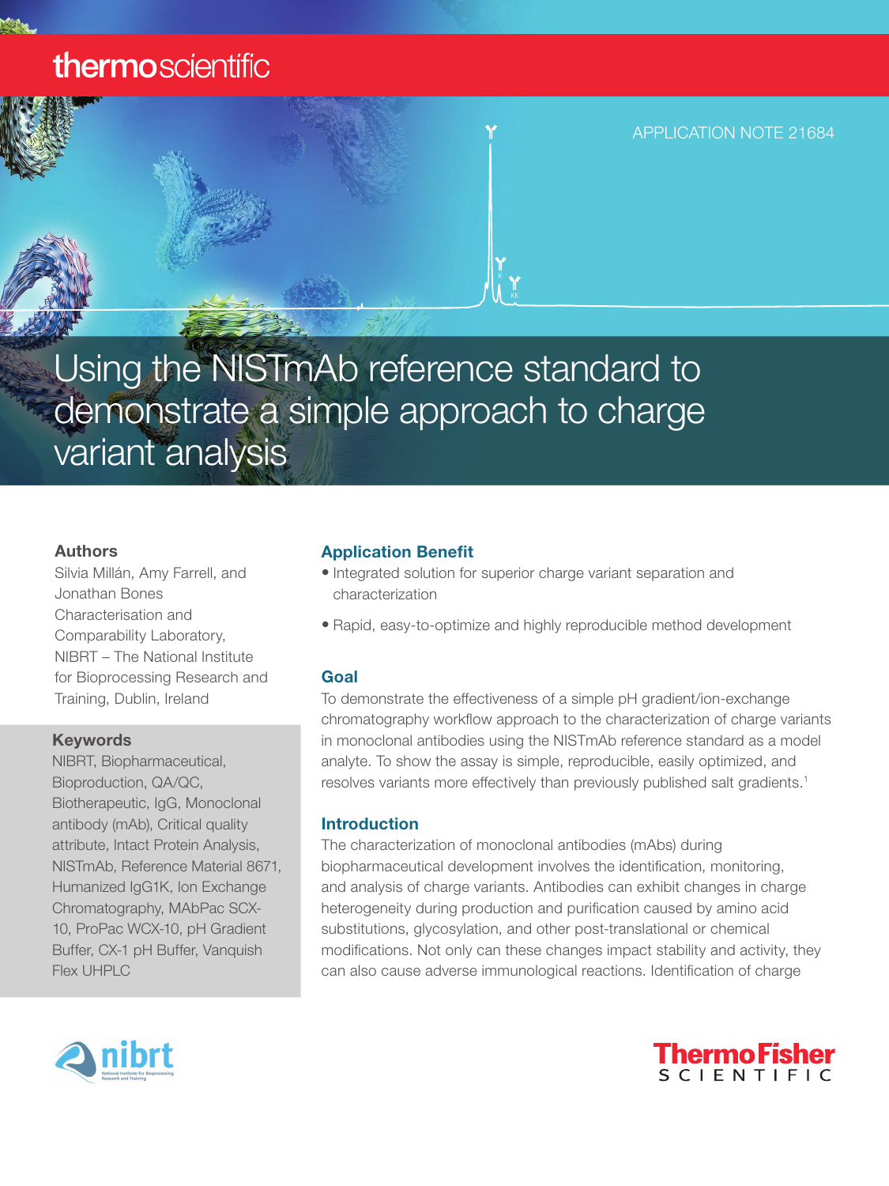APPLICATION NOTE 21684

# Using the NISTmAb reference standard to demonstrate a simple approach to charge variant analysis

## Authors

Silvia Millán, Amy Farrell, and Jonathan Bones
Characterisation and Comparability Laboratory, NIBRT – The National Institute for Bioprocessing Research and Training, Dublin, Ireland

## Keywords

NIBRT, Biopharmaceutical, Bioproduction, QA/QC, Biotherapeutic, IgG, Monoclonal antibody (mAb), Critical quality attribute, Intact Protein Analysis, NISTmAb, Reference Material 8671, Humanized IgG1K, Ion Exchange Chromatography, MAbPac SCX-10, ProPac WCX-10, pH Gradient Buffer, CX-1 pH Buffer, Vanquish Flex UHPLC

## Application Benefit

- Integrated solution for superior charge variant separation and characterization
- Rapid, easy-to-optimize and highly reproducible method development

## Goal

To demonstrate the effectiveness of a simple pH gradient/ion-exchange chromatography workflow approach to the characterization of charge variants in monoclonal antibodies using the NISTmAb reference standard as a model analyte. To show the assay is simple, reproducible, easily optimized, and resolves variants more effectively than previously published salt gradients.[1]

## Introduction

The characterization of monoclonal antibodies (mAbs) during biopharmaceutical development involves the identification, monitoring, and analysis of charge variants. Antibodies can exhibit changes in charge heterogeneity during production and purification caused by amino acid substitutions, glycosylation, and other post-translational or chemical modifications. Not only can these changes impact stability and activity, they can also cause adverse immunological reactions. Identification of charge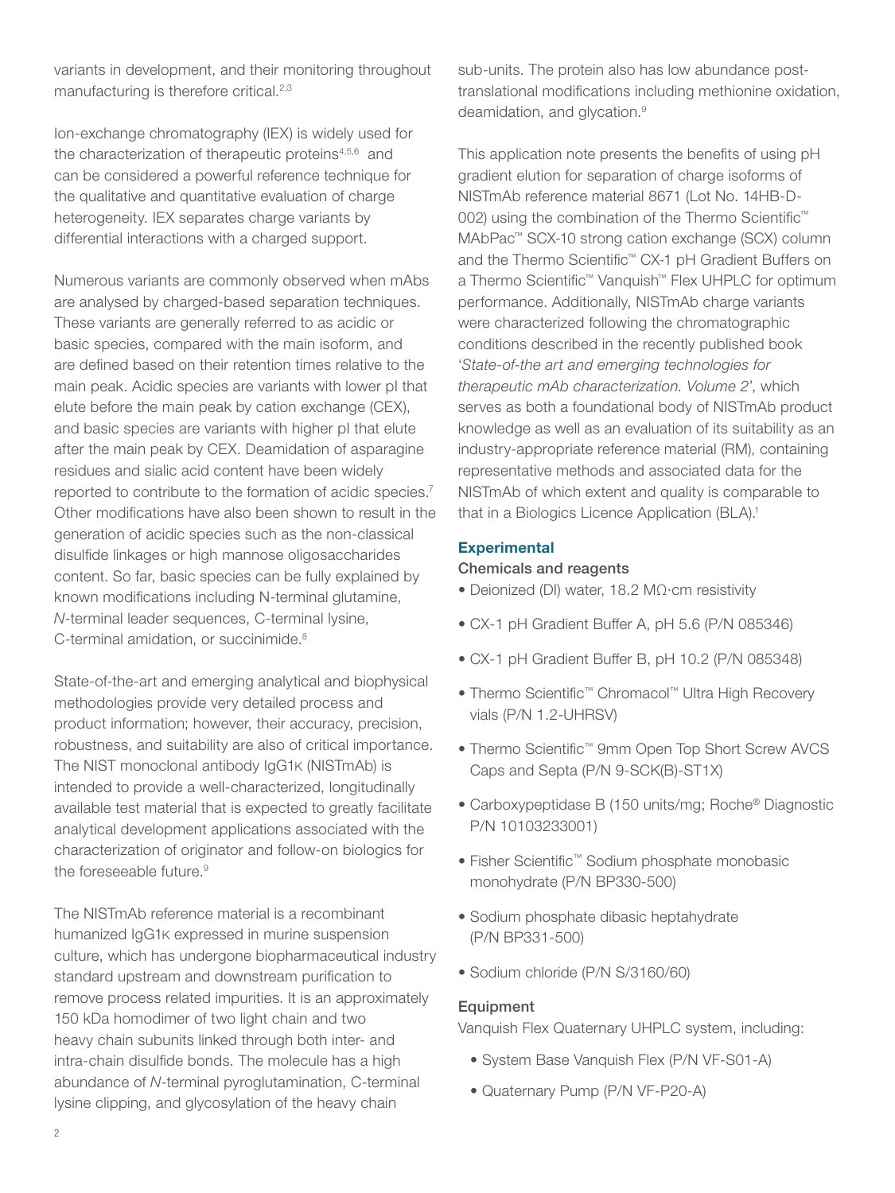variants in development, and their monitoring throughout manufacturing is therefore critical.[2,3]

Ion-exchange chromatography (IEX) is widely used for the characterization of therapeutic proteins[4,5,6] and can be considered a powerful reference technique for the qualitative and quantitative evaluation of charge heterogeneity. IEX separates charge variants by differential interactions with a charged support.

Numerous variants are commonly observed when mAbs are analysed by charged-based separation techniques. These variants are generally referred to as acidic or basic species, compared with the main isoform, and are defined based on their retention times relative to the main peak. Acidic species are variants with lower pI that elute before the main peak by cation exchange (CEX), and basic species are variants with higher pI that elute after the main peak by CEX. Deamidation of asparagine residues and sialic acid content have been widely reported to contribute to the formation of acidic species.[7] Other modifications have also been shown to result in the generation of acidic species such as the non-classical disulfide linkages or high mannose oligosaccharides content. So far, basic species can be fully explained by known modifications including N-terminal glutamine, *N*-terminal leader sequences, C-terminal lysine, C-terminal amidation, or succinimide.[8]

State-of-the-art and emerging analytical and biophysical methodologies provide very detailed process and product information; however, their accuracy, precision, robustness, and suitability are also of critical importance. The NIST monoclonal antibody IgG1κ (NISTmAb) is intended to provide a well-characterized, longitudinally available test material that is expected to greatly facilitate analytical development applications associated with the characterization of originator and follow-on biologics for the foreseeable future.[9]

The NISTmAb reference material is a recombinant humanized IgG1κ expressed in murine suspension culture, which has undergone biopharmaceutical industry standard upstream and downstream purification to remove process related impurities. It is an approximately 150 kDa homodimer of two light chain and two heavy chain subunits linked through both inter- and intra-chain disulfide bonds. The molecule has a high abundance of *N*-terminal pyroglutamination, C-terminal lysine clipping, and glycosylation of the heavy chain sub-units. The protein also has low abundance post-translational modifications including methionine oxidation, deamidation, and glycation.[9]

This application note presents the benefits of using pH gradient elution for separation of charge isoforms of NISTmAb reference material 8671 (Lot No. 14HB-D-002) using the combination of the Thermo Scientific™ MAbPac™ SCX-10 strong cation exchange (SCX) column and the Thermo Scientific™ CX-1 pH Gradient Buffers on a Thermo Scientific™ Vanquish™ Flex UHPLC for optimum performance. Additionally, NISTmAb charge variants were characterized following the chromatographic conditions described in the recently published book '*State-of-the art and emerging technologies for therapeutic mAb characterization. Volume 2*', which serves as both a foundational body of NISTmAb product knowledge as well as an evaluation of its suitability as an industry-appropriate reference material (RM), containing representative methods and associated data for the NISTmAb of which extent and quality is comparable to that in a Biologics Licence Application (BLA).[1]

## Experimental

### Chemicals and reagents

- Deionized (DI) water, 18.2 MΩ·cm resistivity
- CX-1 pH Gradient Buffer A, pH 5.6 (P/N 085346)
- CX-1 pH Gradient Buffer B, pH 10.2 (P/N 085348)
- Thermo Scientific™ Chromacol™ Ultra High Recovery vials (P/N 1.2-UHRSV)
- Thermo Scientific™ 9mm Open Top Short Screw AVCS Caps and Septa (P/N 9-SCK(B)-ST1X)
- Carboxypeptidase B (150 units/mg; Roche® Diagnostic P/N 10103233001)
- Fisher Scientific™ Sodium phosphate monobasic monohydrate (P/N BP330-500)
- Sodium phosphate dibasic heptahydrate (P/N BP331-500)
- Sodium chloride (P/N S/3160/60)

### Equipment

Vanquish Flex Quaternary UHPLC system, including:

- System Base Vanquish Flex (P/N VF-S01-A)
- Quaternary Pump (P/N VF-P20-A)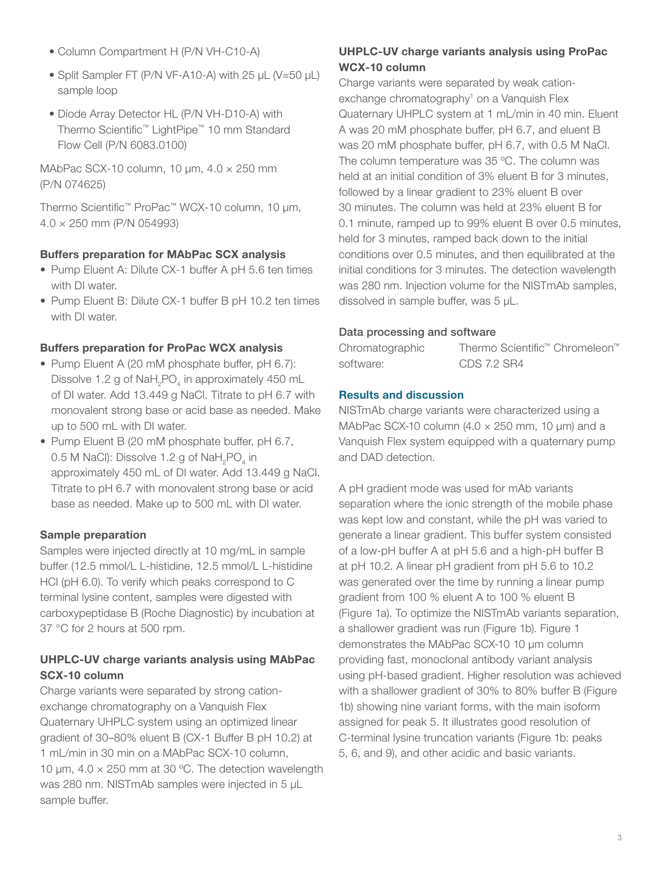- Column Compartment H (P/N VH-C10-A)
- Split Sampler FT (P/N VF-A10-A) with 25 µL (V=50 µL) sample loop
- Diode Array Detector HL (P/N VH-D10-A) with Thermo Scientific™ LightPipe™ 10 mm Standard Flow Cell (P/N 6083.0100)

MAbPac SCX-10 column, 10 µm, 4.0 × 250 mm (P/N 074625)

Thermo Scientific™ ProPac™ WCX-10 column, 10 µm, 4.0 × 250 mm (P/N 054993)

**Buffers preparation for MAbPac SCX analysis**

- Pump Eluent A: Dilute CX-1 buffer A pH 5.6 ten times with DI water.
- Pump Eluent B: Dilute CX-1 buffer B pH 10.2 ten times with DI water.

**Buffers preparation for ProPac WCX analysis**

- Pump Eluent A (20 mM phosphate buffer, pH 6.7): Dissolve 1.2 g of $NaH_2PO_4$ in approximately 450 mL of DI water. Add 13.449 g NaCl. Titrate to pH 6.7 with monovalent strong base or acid base as needed. Make up to 500 mL with DI water.
- Pump Eluent B (20 mM phosphate buffer, pH 6.7, 0.5 M NaCl): Dissolve 1.2 g of $NaH_2PO_4$ in approximately 450 mL of DI water. Add 13.449 g NaCl. Titrate to pH 6.7 with monovalent strong base or acid base as needed. Make up to 500 mL with DI water.

**Sample preparation**

Samples were injected directly at 10 mg/mL in sample buffer (12.5 mmol/L L-histidine, 12.5 mmol/L L-histidine HCl (pH 6.0). To verify which peaks correspond to C terminal lysine content, samples were digested with carboxypeptidase B (Roche Diagnostic) by incubation at 37 °C for 2 hours at 500 rpm.

**UHPLC-UV charge variants analysis using MAbPac SCX-10 column**

Charge variants were separated by strong cation-exchange chromatography on a Vanquish Flex Quaternary UHPLC system using an optimized linear gradient of 30–80% eluent B (CX-1 Buffer B pH 10.2) at 1 mL/min in 30 min on a MAbPac SCX-10 column, 10 µm, 4.0 × 250 mm at 30 ºC. The detection wavelength was 280 nm. NISTmAb samples were injected in 5 µL sample buffer.

**UHPLC-UV charge variants analysis using ProPac WCX-10 column**

Charge variants were separated by weak cation-exchange chromatography[1] on a Vanquish Flex Quaternary UHPLC system at 1 mL/min in 40 min. Eluent A was 20 mM phosphate buffer, pH 6.7, and eluent B was 20 mM phosphate buffer, pH 6.7, with 0.5 M NaCl. The column temperature was 35 ºC. The column was held at an initial condition of 3% eluent B for 3 minutes, followed by a linear gradient to 23% eluent B over 30 minutes. The column was held at 23% eluent B for 0.1 minute, ramped up to 99% eluent B over 0.5 minutes, held for 3 minutes, ramped back down to the initial conditions over 0.5 minutes, and then equilibrated at the initial conditions for 3 minutes. The detection wavelength was 280 nm. Injection volume for the NISTmAb samples, dissolved in sample buffer, was 5 µL.

**Data processing and software**

| Chromatographic software: | Thermo Scientific™ Chromeleon™ CDS 7.2 SR4 |
|---|---|

## Results and discussion

NISTmAb charge variants were characterized using a MAbPac SCX-10 column (4.0 × 250 mm, 10 µm) and a Vanquish Flex system equipped with a quaternary pump and DAD detection.

A pH gradient mode was used for mAb variants separation where the ionic strength of the mobile phase was kept low and constant, while the pH was varied to generate a linear gradient. This buffer system consisted of a low-pH buffer A at pH 5.6 and a high-pH buffer B at pH 10.2. A linear pH gradient from pH 5.6 to 10.2 was generated over the time by running a linear pump gradient from 100 % eluent A to 100 % eluent B (Figure 1a). To optimize the NISTmAb variants separation, a shallower gradient was run (Figure 1b). Figure 1 demonstrates the MAbPac SCX-10 10 µm column providing fast, monoclonal antibody variant analysis using pH-based gradient. Higher resolution was achieved with a shallower gradient of 30% to 80% buffer B (Figure 1b) showing nine variant forms, with the main isoform assigned for peak 5. It illustrates good resolution of C-terminal lysine truncation variants (Figure 1b: peaks 5, 6, and 9), and other acidic and basic variants.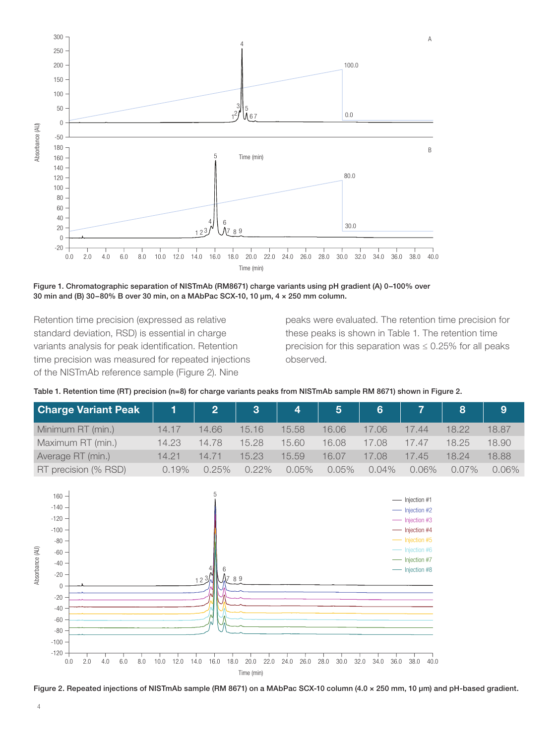Figure 1. Chromatographic separation of NISTmAb (RM8671) charge variants using pH gradient (A) 0–100% over 30 min and (B) 30–80% B over 30 min, on a MAbPac SCX-10, 10 µm, 4 × 250 mm column.

Retention time precision (expressed as relative standard deviation, RSD) is essential in charge variants analysis for peak identification. Retention time precision was measured for repeated injections of the NISTmAb reference sample (Figure 2). Nine peaks were evaluated. The retention time precision for these peaks is shown in Table 1. The retention time precision for this separation was ≤ 0.25% for all peaks observed.

Table 1. Retention time (RT) precision (n=8) for charge variants peaks from NISTmAb sample RM 8671) shown in Figure 2.

| Charge Variant Peak | 1 | 2 | 3 | 4 | 5 | 6 | 7 | 8 | 9 |
|---|---|---|---|---|---|---|---|---|---|
| Minimum RT (min.) | 14.17 | 14.66 | 15.16 | 15.58 | 16.06 | 17.06 | 17.44 | 18.22 | 18.87 |
| Maximum RT (min.) | 14.23 | 14.78 | 15.28 | 15.60 | 16.08 | 17.08 | 17.47 | 18.25 | 18.90 |
| Average RT (min.) | 14.21 | 14.71 | 15.23 | 15.59 | 16.07 | 17.08 | 17.45 | 18.24 | 18.88 |
| RT precision (% RSD) | 0.19% | 0.25% | 0.22% | 0.05% | 0.05% | 0.04% | 0.06% | 0.07% | 0.06% |

Figure 2. Repeated injections of NISTmAb sample (RM 8671) on a MAbPac SCX-10 column (4.0 × 250 mm, 10 µm) and pH-based gradient.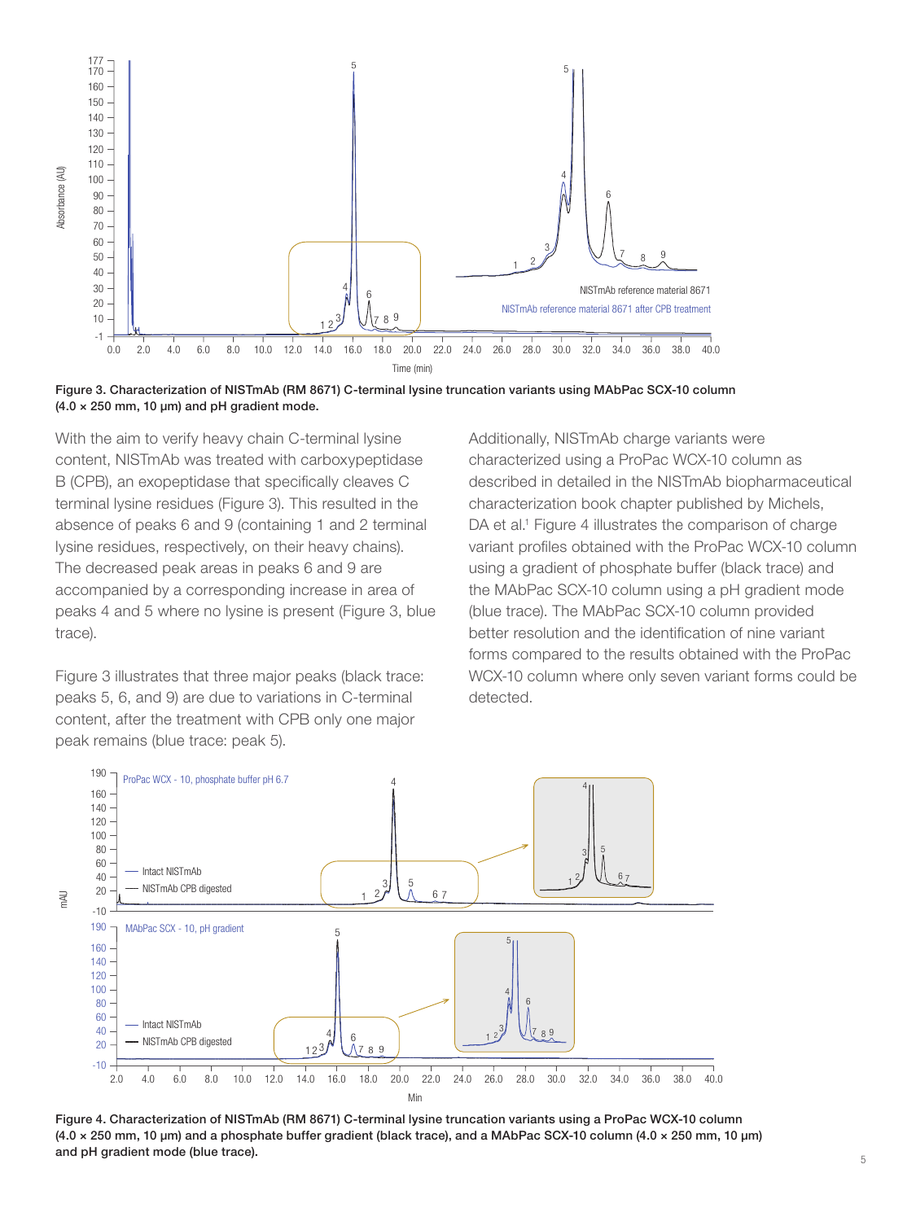**Figure 3. Characterization of NISTmAb (RM 8671) C-terminal lysine truncation variants using MAbPac SCX-10 column (4.0 × 250 mm, 10 µm) and pH gradient mode.**

With the aim to verify heavy chain C-terminal lysine content, NISTmAb was treated with carboxypeptidase B (CPB), an exopeptidase that specifically cleaves C terminal lysine residues (Figure 3). This resulted in the absence of peaks 6 and 9 (containing 1 and 2 terminal lysine residues, respectively, on their heavy chains). The decreased peak areas in peaks 6 and 9 are accompanied by a corresponding increase in area of peaks 4 and 5 where no lysine is present (Figure 3, blue trace).

Figure 3 illustrates that three major peaks (black trace: peaks 5, 6, and 9) are due to variations in C-terminal content, after the treatment with CPB only one major peak remains (blue trace: peak 5).

Additionally, NISTmAb charge variants were characterized using a ProPac WCX-10 column as described in detailed in the NISTmAb biopharmaceutical characterization book chapter published by Michels, DA et al.[1] Figure 4 illustrates the comparison of charge variant profiles obtained with the ProPac WCX-10 column using a gradient of phosphate buffer (black trace) and the MAbPac SCX-10 column using a pH gradient mode (blue trace). The MAbPac SCX-10 column provided better resolution and the identification of nine variant forms compared to the results obtained with the ProPac WCX-10 column where only seven variant forms could be detected.

**Figure 4. Characterization of NISTmAb (RM 8671) C-terminal lysine truncation variants using a ProPac WCX-10 column (4.0 × 250 mm, 10 µm) and a phosphate buffer gradient (black trace), and a MAbPac SCX-10 column (4.0 × 250 mm, 10 µm) and pH gradient mode (blue trace).**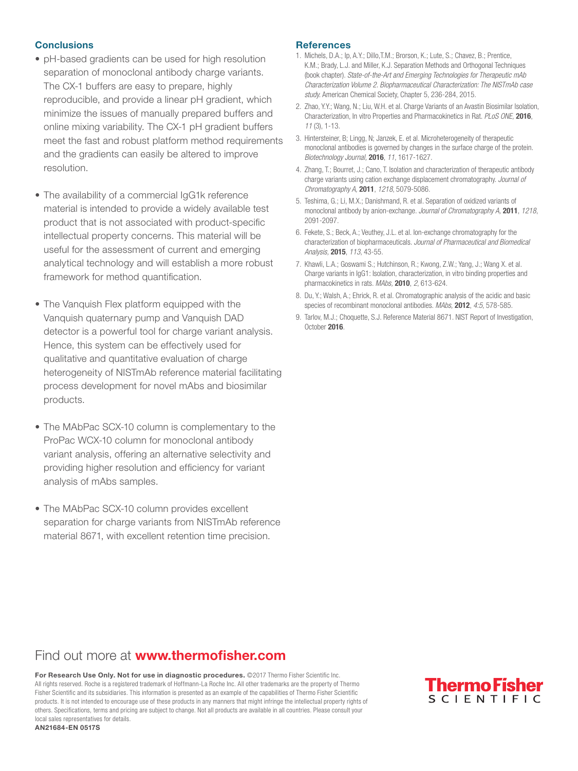## Conclusions

- pH-based gradients can be used for high resolution separation of monoclonal antibody charge variants. The CX-1 buffers are easy to prepare, highly reproducible, and provide a linear pH gradient, which minimize the issues of manually prepared buffers and online mixing variability. The CX-1 pH gradient buffers meet the fast and robust platform method requirements and the gradients can easily be altered to improve resolution.

- The availability of a commercial IgG1k reference material is intended to provide a widely available test product that is not associated with product-specific intellectual property concerns. This material will be useful for the assessment of current and emerging analytical technology and will establish a more robust framework for method quantification.

- The Vanquish Flex platform equipped with the Vanquish quaternary pump and Vanquish DAD detector is a powerful tool for charge variant analysis. Hence, this system can be effectively used for qualitative and quantitative evaluation of charge heterogeneity of NISTmAb reference material facilitating process development for novel mAbs and biosimilar products.

- The MAbPac SCX-10 column is complementary to the ProPac WCX-10 column for monoclonal antibody variant analysis, offering an alternative selectivity and providing higher resolution and efficiency for variant analysis of mAbs samples.

- The MAbPac SCX-10 column provides excellent separation for charge variants from NISTmAb reference material 8671, with excellent retention time precision.

## References

1. Michels, D.A.; Ip, A.Y.; Dillo,T.M.; Brorson, K.; Lute, S.; Chavez, B.; Prentice, K.M.; Brady, L.J. and Miller, K.J. Separation Methods and Orthogonal Techniques (book chapter). *State-of-the-Art and Emerging Technologies for Therapeutic mAb Characterization Volume 2. Biopharmaceutical Characterization: The NISTmAb case study.* American Chemical Society, Chapter 5, 236-284, 2015.
2. Zhao, Y.Y.; Wang, N.; Liu, W.H. et al. Charge Variants of an Avastin Biosimilar Isolation, Characterization, In vitro Properties and Pharmacokinetics in Rat. *PLoS ONE,* **2016**, *11* (3), 1-13.
3. Hintersteiner, B; Lingg, N; Janzek, E. et al. Microheterogeneity of therapeutic monoclonal antibodies is governed by changes in the surface charge of the protein. *Biotechnology Journal,* **2016**, *11*, 1617-1627.
4. Zhang, T.; Bourret, J.; Cano, T. Isolation and characterization of therapeutic antibody charge variants using cation exchange displacement chromatography. *Journal of Chromatography A,* **2011**, *1218*, 5079-5086.
5. Teshima, G.; Li, M.X.; Danishmand, R. et al. Separation of oxidized variants of monoclonal antibody by anion-exchange. *Journal of Chromatography A,* **2011**, *1218*, 2091-2097.
6. Fekete, S.; Beck, A.; Veuthey, J.L. et al. Ion-exchange chromatography for the characterization of biopharmaceuticals. *Journal of Pharmaceutical and Biomedical Analysis,* **2015**, *113*, 43-55.
7. Khawli, L.A.; Goswami S.; Hutchinson, R.; Kwong, Z.W.; Yang, J.; Wang X. et al. Charge variants in IgG1: Isolation, characterization, in vitro binding properties and pharmacokinetics in rats. *MAbs,* **2010**, *2*, 613-624.
8. Du, Y.; Walsh, A.; Ehrick, R. et al. Chromatographic analysis of the acidic and basic species of recombinant monoclonal antibodies. *MAbs,* **2012**, *4:5*, 578-585.
9. Tarlov, M.J.; Choquette, S.J. Reference Material 8671. NIST Report of Investigation, October **2016**.

Find out more at **www.thermofisher.com**

**For Research Use Only. Not for use in diagnostic procedures.** ©2017 Thermo Fisher Scientific Inc. All rights reserved. Roche is a registered trademark of Hoffmann-La Roche Inc. All other trademarks are the property of Thermo Fisher Scientific and its subsidiaries. This information is presented as an example of the capabilities of Thermo Fisher Scientific products. It is not intended to encourage use of these products in any manners that might infringe the intellectual property rights of others. Specifications, terms and pricing are subject to change. Not all products are available in all countries. Please consult your local sales representatives for details.

**AN21684-EN 0517S**

ThermoFisher SCIENTIFIC